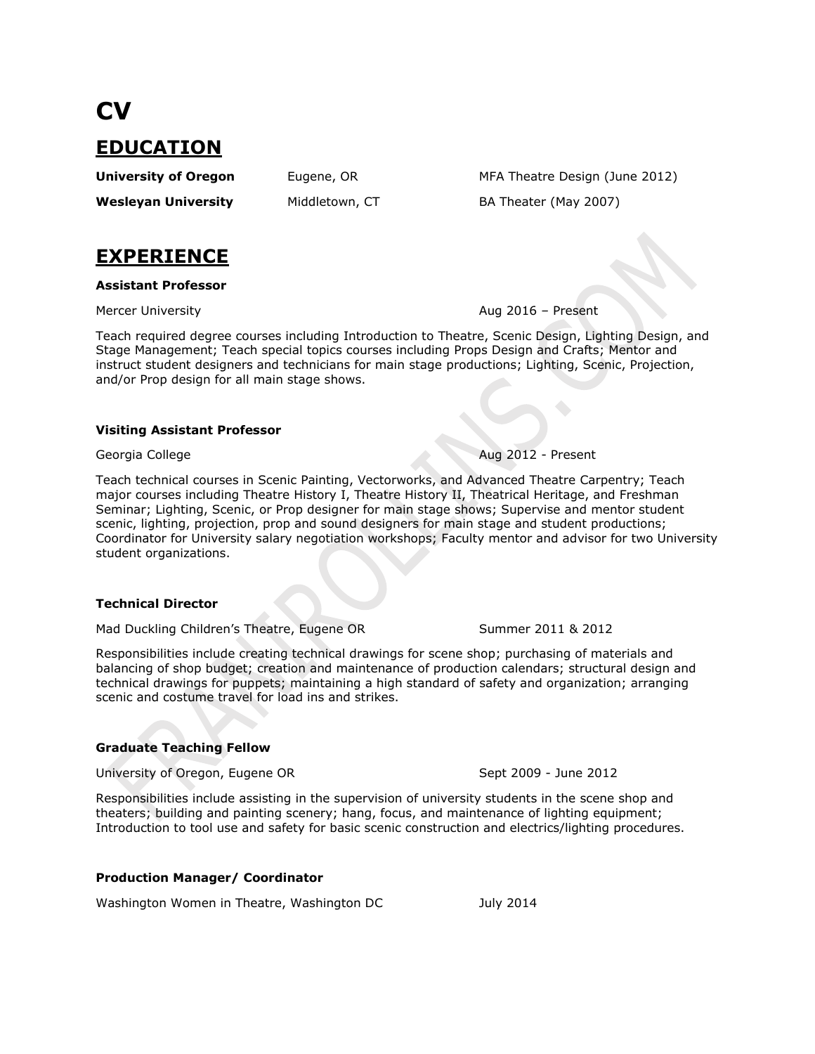# CV

## EDUCATION

| | | |
|---|---|---|
| **University of Oregon** | Eugene, OR | MFA Theatre Design (June 2012) |
| **Wesleyan University** | Middletown, CT | BA Theater (May 2007) |

## EXPERIENCE

**Assistant Professor**

Mercer University — Aug 2016 – Present

Teach required degree courses including Introduction to Theatre, Scenic Design, Lighting Design, and Stage Management; Teach special topics courses including Props Design and Crafts; Mentor and instruct student designers and technicians for main stage productions; Lighting, Scenic, Projection, and/or Prop design for all main stage shows.

**Visiting Assistant Professor**

Georgia College — Aug 2012 - Present

Teach technical courses in Scenic Painting, Vectorworks, and Advanced Theatre Carpentry; Teach major courses including Theatre History I, Theatre History II, Theatrical Heritage, and Freshman Seminar; Lighting, Scenic, or Prop designer for main stage shows; Supervise and mentor student scenic, lighting, projection, prop and sound designers for main stage and student productions; Coordinator for University salary negotiation workshops; Faculty mentor and advisor for two University student organizations.

**Technical Director**

Mad Duckling Children's Theatre, Eugene OR — Summer 2011 & 2012

Responsibilities include creating technical drawings for scene shop; purchasing of materials and balancing of shop budget; creation and maintenance of production calendars; structural design and technical drawings for puppets; maintaining a high standard of safety and organization; arranging scenic and costume travel for load ins and strikes.

**Graduate Teaching Fellow**

University of Oregon, Eugene OR — Sept 2009 - June 2012

Responsibilities include assisting in the supervision of university students in the scene shop and theaters; building and painting scenery; hang, focus, and maintenance of lighting equipment; Introduction to tool use and safety for basic scenic construction and electrics/lighting procedures.

**Production Manager/ Coordinator**

Washington Women in Theatre, Washington DC — July 2014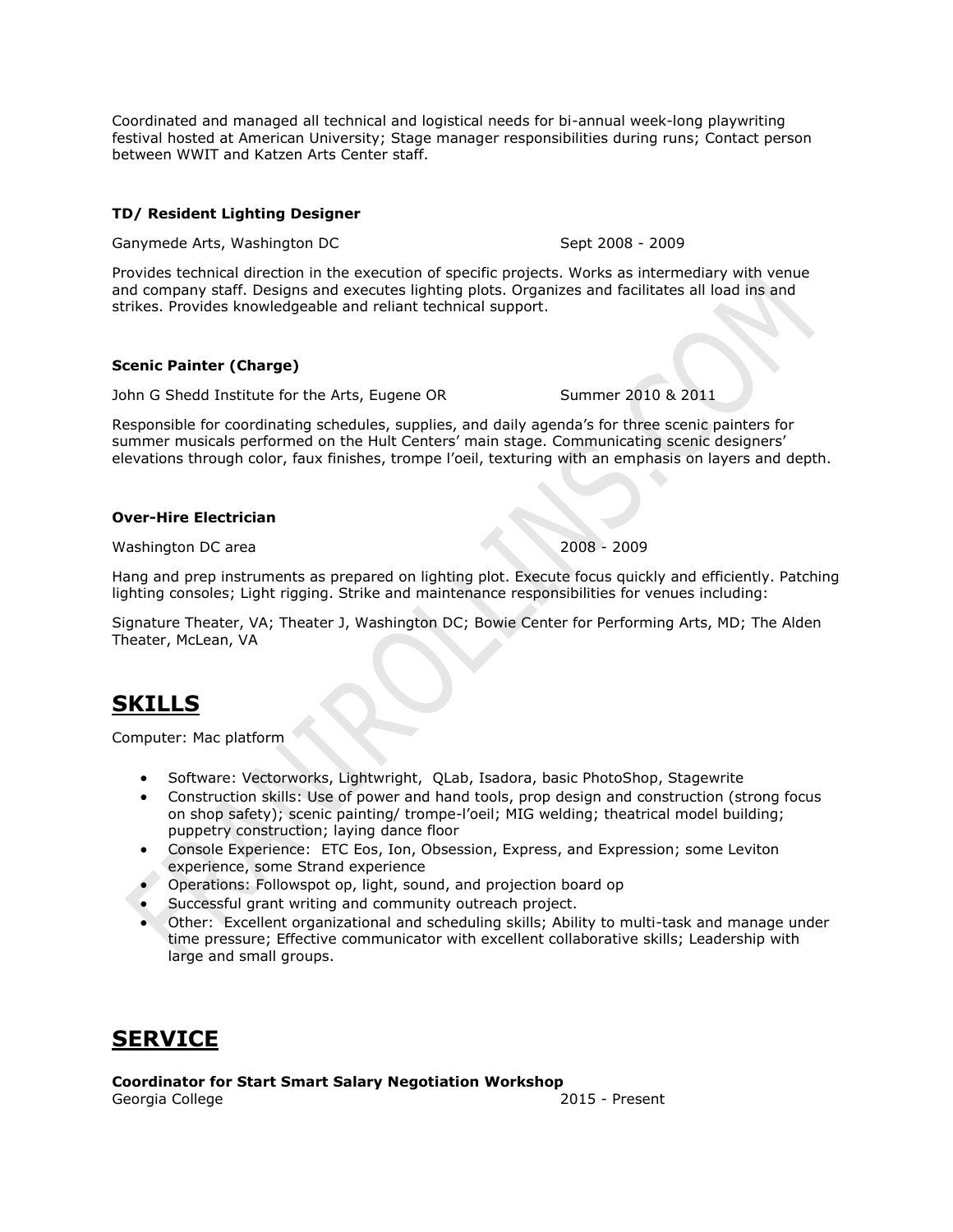Coordinated and managed all technical and logistical needs for bi-annual week-long playwriting festival hosted at American University; Stage manager responsibilities during runs; Contact person between WWIT and Katzen Arts Center staff.

**TD/ Resident Lighting Designer**

Ganymede Arts, Washington DC Sept 2008 - 2009

Provides technical direction in the execution of specific projects. Works as intermediary with venue and company staff. Designs and executes lighting plots. Organizes and facilitates all load ins and strikes. Provides knowledgeable and reliant technical support.

**Scenic Painter (Charge)**

John G Shedd Institute for the Arts, Eugene OR Summer 2010 & 2011

Responsible for coordinating schedules, supplies, and daily agenda's for three scenic painters for summer musicals performed on the Hult Centers' main stage. Communicating scenic designers' elevations through color, faux finishes, trompe l'oeil, texturing with an emphasis on layers and depth.

**Over-Hire Electrician**

Washington DC area 2008 - 2009

Hang and prep instruments as prepared on lighting plot. Execute focus quickly and efficiently. Patching lighting consoles; Light rigging. Strike and maintenance responsibilities for venues including:

Signature Theater, VA; Theater J, Washington DC; Bowie Center for Performing Arts, MD; The Alden Theater, McLean, VA

# SKILLS

Computer: Mac platform

- Software: Vectorworks, Lightwright, QLab, Isadora, basic PhotoShop, Stagewrite
- Construction skills: Use of power and hand tools, prop design and construction (strong focus on shop safety); scenic painting/ trompe-l'oeil; MIG welding; theatrical model building; puppetry construction; laying dance floor
- Console Experience: ETC Eos, Ion, Obsession, Express, and Expression; some Leviton experience, some Strand experience
- Operations: Followspot op, light, sound, and projection board op
- Successful grant writing and community outreach project.
- Other: Excellent organizational and scheduling skills; Ability to multi-task and manage under time pressure; Effective communicator with excellent collaborative skills; Leadership with large and small groups.

# SERVICE

**Coordinator for Start Smart Salary Negotiation Workshop**
Georgia College 2015 - Present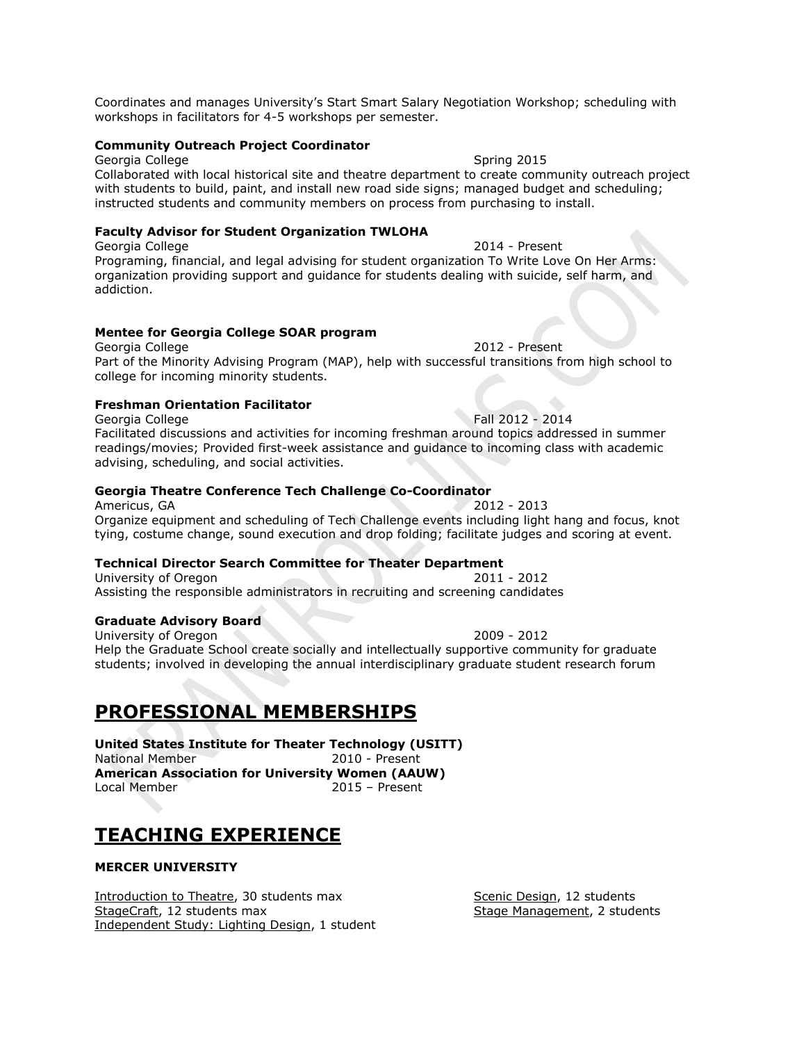Coordinates and manages University's Start Smart Salary Negotiation Workshop; scheduling with workshops in facilitators for 4-5 workshops per semester.

**Community Outreach Project Coordinator**
Georgia College Spring 2015
Collaborated with local historical site and theatre department to create community outreach project with students to build, paint, and install new road side signs; managed budget and scheduling; instructed students and community members on process from purchasing to install.

**Faculty Advisor for Student Organization TWLOHA**
Georgia College 2014 - Present
Programing, financial, and legal advising for student organization To Write Love On Her Arms: organization providing support and guidance for students dealing with suicide, self harm, and addiction.

**Mentee for Georgia College SOAR program**
Georgia College 2012 - Present
Part of the Minority Advising Program (MAP), help with successful transitions from high school to college for incoming minority students.

**Freshman Orientation Facilitator**
Georgia College Fall 2012 - 2014
Facilitated discussions and activities for incoming freshman around topics addressed in summer readings/movies; Provided first-week assistance and guidance to incoming class with academic advising, scheduling, and social activities.

**Georgia Theatre Conference Tech Challenge Co-Coordinator**
Americus, GA 2012 - 2013
Organize equipment and scheduling of Tech Challenge events including light hang and focus, knot tying, costume change, sound execution and drop folding; facilitate judges and scoring at event.

**Technical Director Search Committee for Theater Department**
University of Oregon 2011 - 2012
Assisting the responsible administrators in recruiting and screening candidates

**Graduate Advisory Board**
University of Oregon 2009 - 2012
Help the Graduate School create socially and intellectually supportive community for graduate students; involved in developing the annual interdisciplinary graduate student research forum

# PROFESSIONAL MEMBERSHIPS

**United States Institute for Theater Technology (USITT)**
National Member 2010 - Present
**American Association for University Women (AAUW)**
Local Member 2015 – Present

# TEACHING EXPERIENCE

**MERCER UNIVERSITY**

Introduction to Theatre, 30 students max
StageCraft, 12 students max
Independent Study: Lighting Design, 1 student
Scenic Design, 12 students
Stage Management, 2 students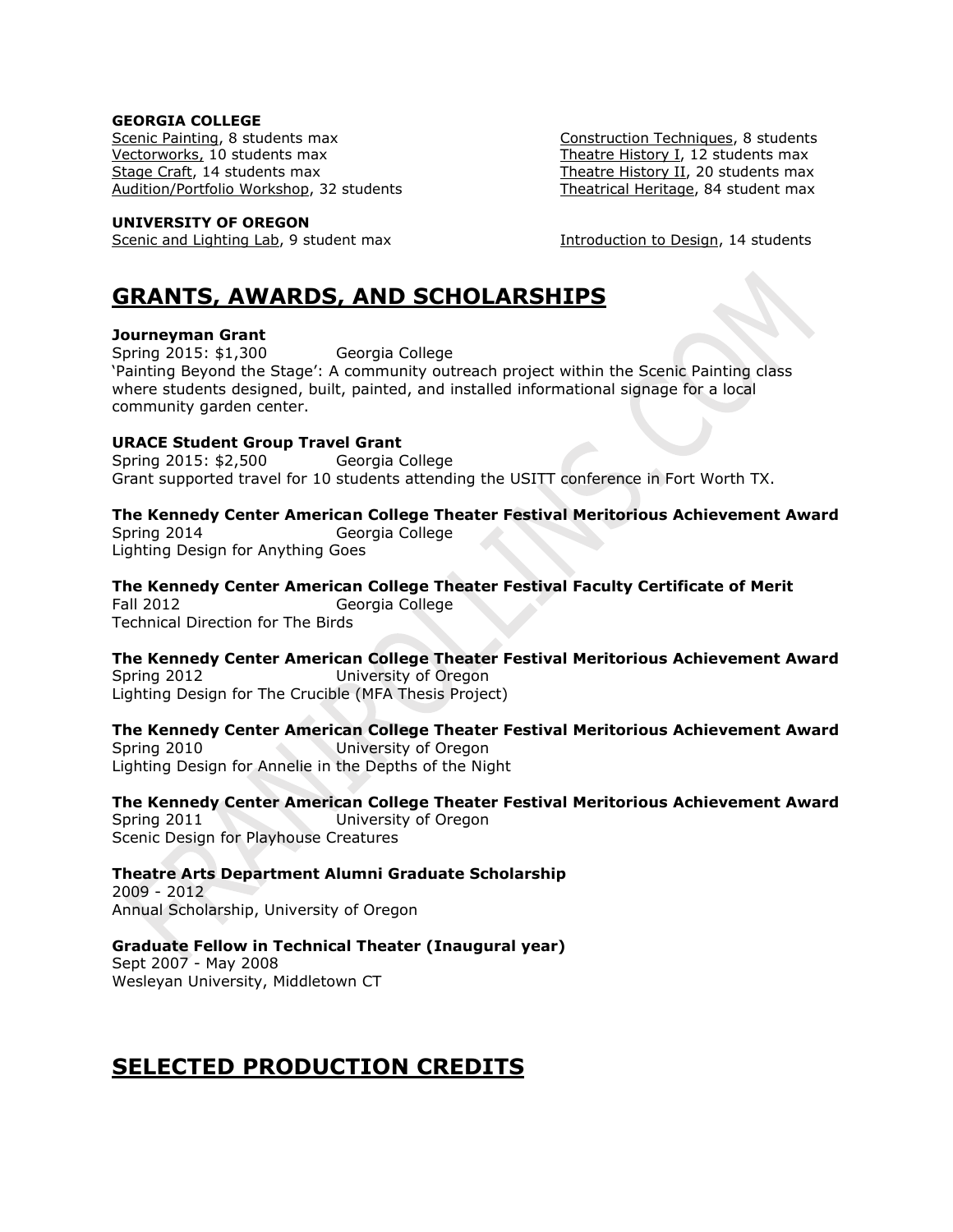**GEORGIA COLLEGE**

Scenic Painting, 8 students max
Vectorworks, 10 students max
Stage Craft, 14 students max
Audition/Portfolio Workshop, 32 students
Construction Techniques, 8 students
Theatre History I, 12 students max
Theatre History II, 20 students max
Theatrical Heritage, 84 student max

**UNIVERSITY OF OREGON**

Scenic and Lighting Lab, 9 student max
Introduction to Design, 14 students

## GRANTS, AWARDS, AND SCHOLARSHIPS

**Journeyman Grant**
Spring 2015: $1,300 Georgia College
'Painting Beyond the Stage': A community outreach project within the Scenic Painting class where students designed, built, painted, and installed informational signage for a local community garden center.

**URACE Student Group Travel Grant**
Spring 2015: $2,500 Georgia College
Grant supported travel for 10 students attending the USITT conference in Fort Worth TX.

**The Kennedy Center American College Theater Festival Meritorious Achievement Award**
Spring 2014 Georgia College
Lighting Design for Anything Goes

**The Kennedy Center American College Theater Festival Faculty Certificate of Merit**
Fall 2012 Georgia College
Technical Direction for The Birds

**The Kennedy Center American College Theater Festival Meritorious Achievement Award**
Spring 2012 University of Oregon
Lighting Design for The Crucible (MFA Thesis Project)

**The Kennedy Center American College Theater Festival Meritorious Achievement Award**
Spring 2010 University of Oregon
Lighting Design for Annelie in the Depths of the Night

**The Kennedy Center American College Theater Festival Meritorious Achievement Award**
Spring 2011 University of Oregon
Scenic Design for Playhouse Creatures

**Theatre Arts Department Alumni Graduate Scholarship**
2009 - 2012
Annual Scholarship, University of Oregon

**Graduate Fellow in Technical Theater (Inaugural year)**
Sept 2007 - May 2008
Wesleyan University, Middletown CT

## SELECTED PRODUCTION CREDITS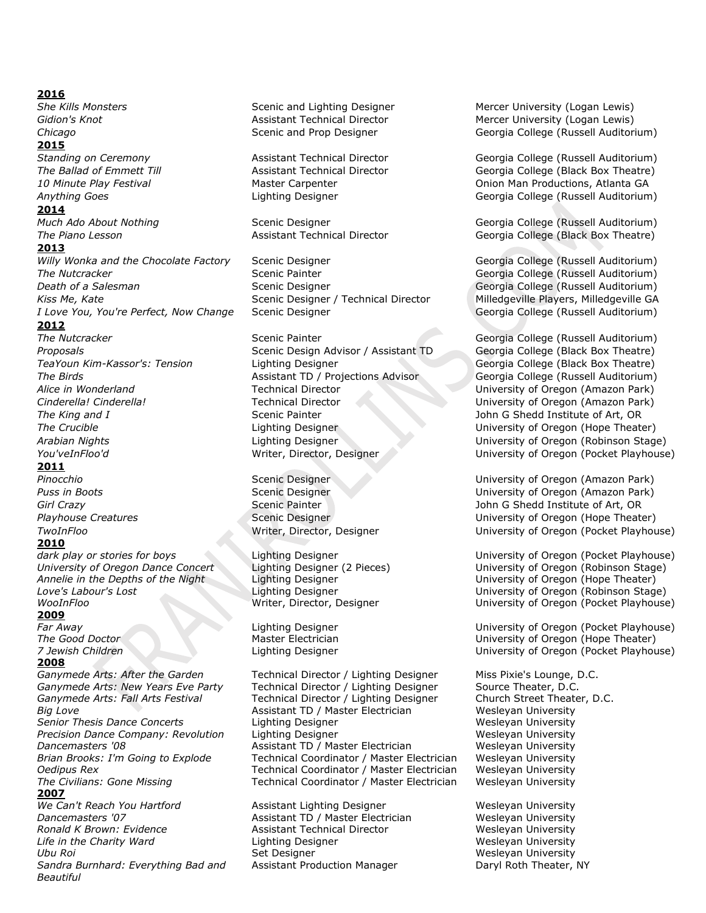**2016**

| | | |
|---|---|---|
| *She Kills Monsters* | Scenic and Lighting Designer | Mercer University (Logan Lewis) |
| *Gidion's Knot* | Assistant Technical Director | Mercer University (Logan Lewis) |
| *Chicago* | Scenic and Prop Designer | Georgia College (Russell Auditorium) |

**2015**

| | | |
|---|---|---|
| *Standing on Ceremony* | Assistant Technical Director | Georgia College (Russell Auditorium) |
| *The Ballad of Emmett Till* | Assistant Technical Director | Georgia College (Black Box Theatre) |
| *10 Minute Play Festival* | Master Carpenter | Onion Man Productions, Atlanta GA |
| *Anything Goes* | Lighting Designer | Georgia College (Russell Auditorium) |

**2014**

| | | |
|---|---|---|
| *Much Ado About Nothing* | Scenic Designer | Georgia College (Russell Auditorium) |
| *The Piano Lesson* | Assistant Technical Director | Georgia College (Black Box Theatre) |

**2013**

| | | |
|---|---|---|
| *Willy Wonka and the Chocolate Factory* | Scenic Designer | Georgia College (Russell Auditorium) |
| *The Nutcracker* | Scenic Painter | Georgia College (Russell Auditorium) |
| *Death of a Salesman* | Scenic Designer | Georgia College (Russell Auditorium) |
| *Kiss Me, Kate* | Scenic Designer / Technical Director | Milledgeville Players, Milledgeville GA |
| *I Love You, You're Perfect, Now Change* | Scenic Designer | Georgia College (Russell Auditorium) |

**2012**

| | | |
|---|---|---|
| *The Nutcracker* | Scenic Painter | Georgia College (Russell Auditorium) |
| *Proposals* | Scenic Design Advisor / Assistant TD | Georgia College (Black Box Theatre) |
| *TeaYoun Kim-Kassor's: Tension* | Lighting Designer | Georgia College (Black Box Theatre) |
| *The Birds* | Assistant TD / Projections Advisor | Georgia College (Russell Auditorium) |
| *Alice in Wonderland* | Technical Director | University of Oregon (Amazon Park) |
| *Cinderella! Cinderella!* | Technical Director | University of Oregon (Amazon Park) |
| *The King and I* | Scenic Painter | John G Shedd Institute of Art, OR |
| *The Crucible* | Lighting Designer | University of Oregon (Hope Theater) |
| *Arabian Nights* | Lighting Designer | University of Oregon (Robinson Stage) |
| *You'veInFloo'd* | Writer, Director, Designer | University of Oregon (Pocket Playhouse) |

**2011**

| | | |
|---|---|---|
| *Pinocchio* | Scenic Designer | University of Oregon (Amazon Park) |
| *Puss in Boots* | Scenic Designer | University of Oregon (Amazon Park) |
| *Girl Crazy* | Scenic Painter | John G Shedd Institute of Art, OR |
| *Playhouse Creatures* | Scenic Designer | University of Oregon (Hope Theater) |
| *TwoInFloo* | Writer, Director, Designer | University of Oregon (Pocket Playhouse) |

**2010**

| | | |
|---|---|---|
| *dark play or stories for boys* | Lighting Designer | University of Oregon (Pocket Playhouse) |
| *University of Oregon Dance Concert* | Lighting Designer (2 Pieces) | University of Oregon (Robinson Stage) |
| *Annelie in the Depths of the Night* | Lighting Designer | University of Oregon (Hope Theater) |
| *Love's Labour's Lost* | Lighting Designer | University of Oregon (Robinson Stage) |
| *WooInFloo* | Writer, Director, Designer | University of Oregon (Pocket Playhouse) |

**2009**

| | | |
|---|---|---|
| *Far Away* | Lighting Designer | University of Oregon (Pocket Playhouse) |
| *The Good Doctor* | Master Electrician | University of Oregon (Hope Theater) |
| *7 Jewish Children* | Lighting Designer | University of Oregon (Pocket Playhouse) |

**2008**

| | | |
|---|---|---|
| *Ganymede Arts: After the Garden* | Technical Director / Lighting Designer | Miss Pixie's Lounge, D.C. |
| *Ganymede Arts: New Years Eve Party* | Technical Director / Lighting Designer | Source Theater, D.C. |
| *Ganymede Arts: Fall Arts Festival* | Technical Director / Lighting Designer | Church Street Theater, D.C. |
| *Big Love* | Assistant TD / Master Electrician | Wesleyan University |
| *Senior Thesis Dance Concerts* | Lighting Designer | Wesleyan University |
| *Precision Dance Company: Revolution* | Lighting Designer | Wesleyan University |
| *Dancemasters '08* | Assistant TD / Master Electrician | Wesleyan University |
| *Brian Brooks: I'm Going to Explode* | Technical Coordinator / Master Electrician | Wesleyan University |
| *Oedipus Rex* | Technical Coordinator / Master Electrician | Wesleyan University |
| *The Civilians: Gone Missing* | Technical Coordinator / Master Electrician | Wesleyan University |

**2007**

| | | |
|---|---|---|
| *We Can't Reach You Hartford* | Assistant Lighting Designer | Wesleyan University |
| *Dancemasters '07* | Assistant TD / Master Electrician | Wesleyan University |
| *Ronald K Brown: Evidence* | Assistant Technical Director | Wesleyan University |
| *Life in the Charity Ward* | Lighting Designer | Wesleyan University |
| *Ubu Roi* | Set Designer | Wesleyan University |
| *Sandra Burnhard: Everything Bad and Beautiful* | Assistant Production Manager | Daryl Roth Theater, NY |